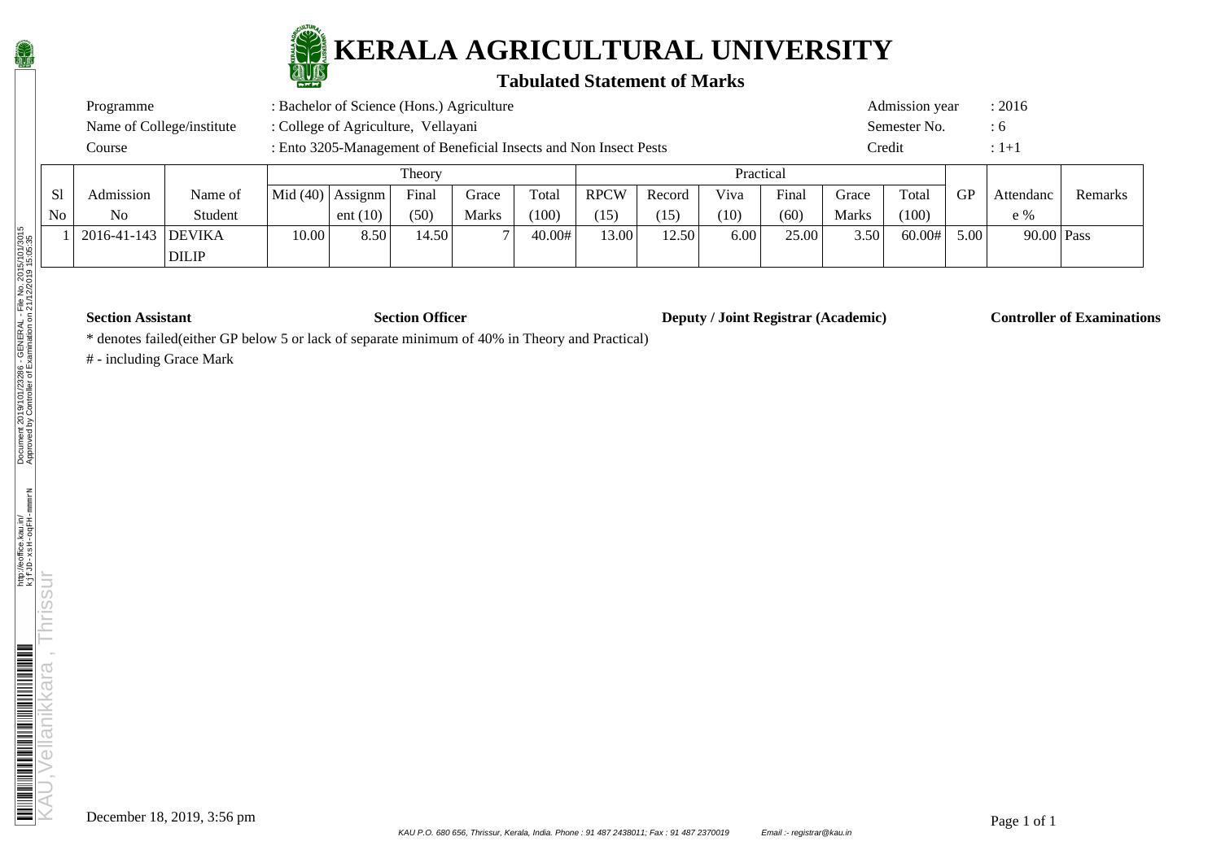# KERALA AGRICULTURAL UNIVERSITY

## Tabulated Statement of Marks

| | | | |
|---|---|---|---|
| Programme | : Bachelor of Science (Hons.) Agriculture | Admission year | : 2016 |
| Name of College/institute | : College of Agriculture, Vellayani | Semester No. | : 6 |
| Course | : Ento 3205-Management of Beneficial Insects and Non Insect Pests | Credit | : 1+1 |

| | | | Theory | | | | | Practical | | | | | | | | | |
|---|---|---|---|---|---|---|---|---|---|---|---|---|---|---|---|---|---|
| Sl No | Admission No | Name of Student | Mid (40) | Assignment (10) | Final (50) | Grace Marks | Total (100) | RPCW (15) | Record (15) | Viva (10) | Final (60) | Grace Marks | Total (100) | GP | Attendance % | Remarks |
| 1 | 2016-41-143 | DEVIKA DILIP | 10.00 | 8.50 | 14.50 | 7 | 40.00# | 13.00 | 12.50 | 6.00 | 25.00 | 3.50 | 60.00# | 5.00 | 90.00 | Pass |

**Section Assistant** **Section Officer** **Deputy / Joint Registrar (Academic)** **Controller of Examinations**

* denotes failed(either GP below 5 or lack of separate minimum of 40% in Theory and Practical)

# - including Grace Mark

December 18, 2019, 3:56 pm

KAU P.O. 680 656, Thrissur, Kerala, India. Phone : 91 487 2438011; Fax : 91 487 2370019 Email :- registrar@kau.in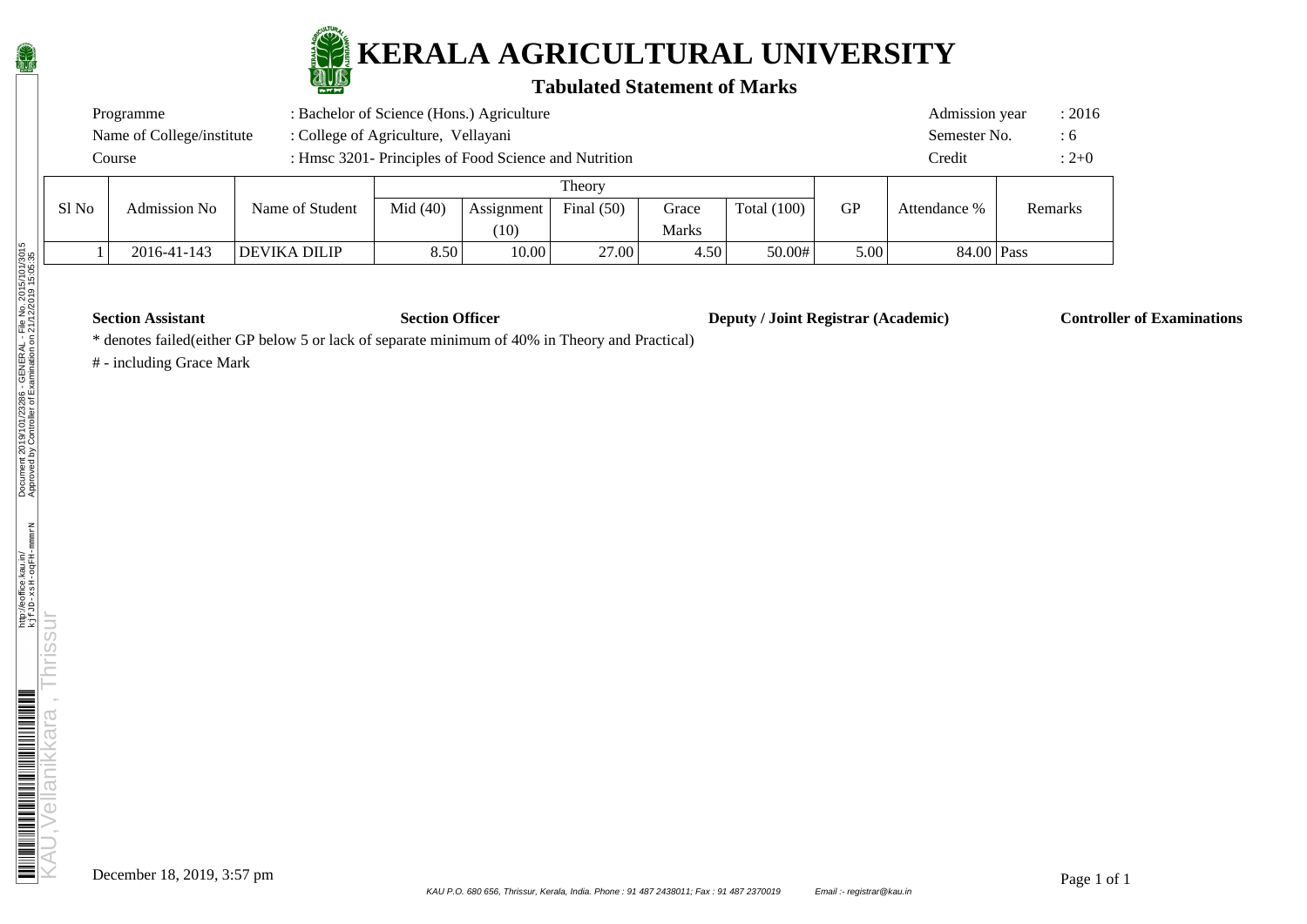# KERALA AGRICULTURAL UNIVERSITY

## Tabulated Statement of Marks

| | | | |
|---|---|---|---|
| Programme | : Bachelor of Science (Hons.) Agriculture | Admission year | : 2016 |
| Name of College/institute | : College of Agriculture, Vellayani | Semester No. | : 6 |
| Course | : Hmsc 3201- Principles of Food Science and Nutrition | Credit | : 2+0 |

| Sl No | Admission No | Name of Student | Theory | | | | | GP | Attendance % | Remarks |
|---|---|---|---|---|---|---|---|---|---|---|
| | | | Mid (40) | Assignment (10) | Final (50) | Grace Marks | Total (100) | | | |
| 1 | 2016-41-143 | DEVIKA DILIP | 8.50 | 10.00 | 27.00 | 4.50 | 50.00# | 5.00 | 84.00 | Pass |

**Section Assistant** **Section Officer** **Deputy / Joint Registrar (Academic)** **Controller of Examinations**

* denotes failed(either GP below 5 or lack of separate minimum of 40% in Theory and Practical)

# - including Grace Mark

December 18, 2019, 3:57 pm

KAU P.O. 680 656, Thrissur, Kerala, India. Phone : 91 487 2438011; Fax : 91 487 2370019 Email :- registrar@kau.in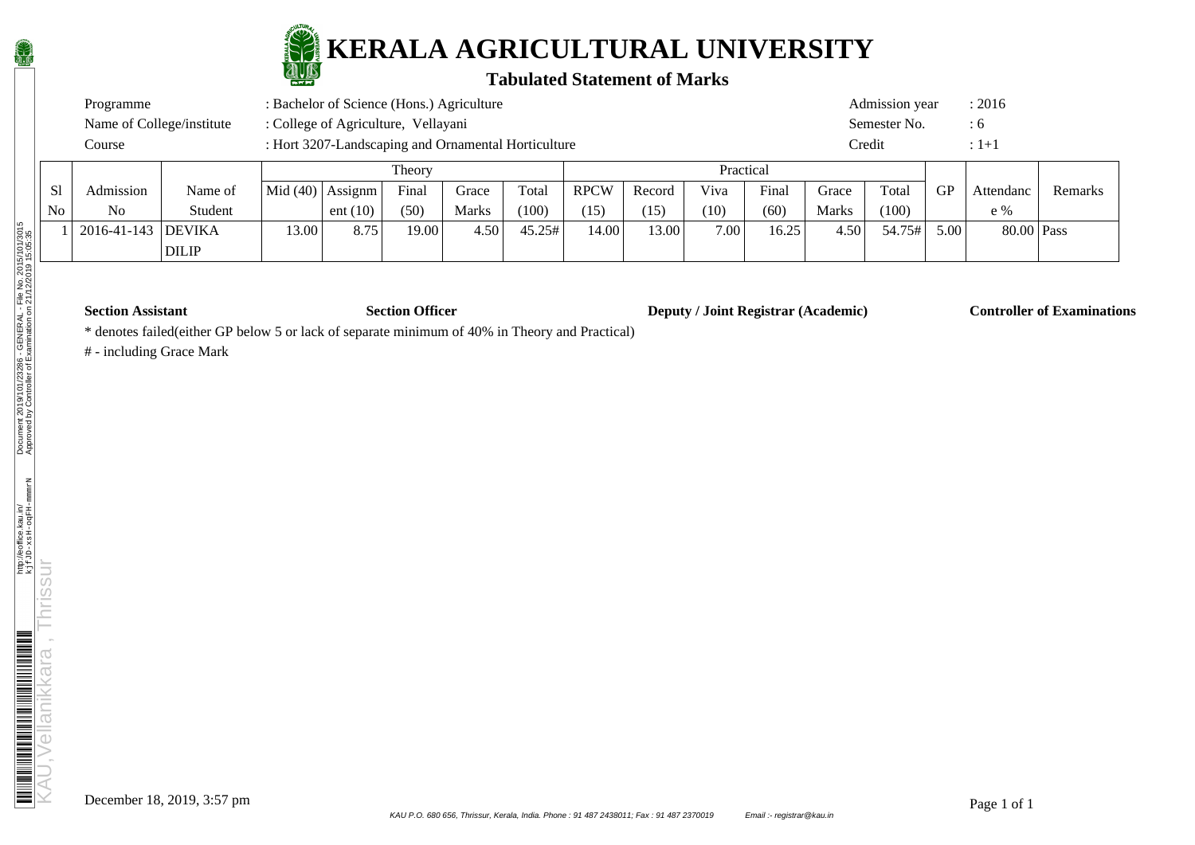# KERALA AGRICULTURAL UNIVERSITY

## Tabulated Statement of Marks

| | | | |
|---|---|---|---|
| Programme | : Bachelor of Science (Hons.) Agriculture | Admission year | : 2016 |
| Name of College/institute | : College of Agriculture, Vellayani | Semester No. | : 6 |
| Course | : Hort 3207-Landscaping and Ornamental Horticulture | Credit | : 1+1 |

| Sl No | Admission No | Name of Student | Theory | | | | | Practical | | | | | | GP | Attendance % | Remarks |
|---|---|---|---|---|---|---|---|---|---|---|---|---|---|---|---|---|
| | | | Mid (40) | Assignment (10) | Final (50) | Grace Marks | Total (100) | RPCW (15) | Record (15) | Viva (10) | Final (60) | Grace Marks | Total (100) | | | |
| 1 | 2016-41-143 | DEVIKA DILIP | 13.00 | 8.75 | 19.00 | 4.50 | 45.25# | 14.00 | 13.00 | 7.00 | 16.25 | 4.50 | 54.75# | 5.00 | 80.00 | Pass |

**Section Assistant** **Section Officer** **Deputy / Joint Registrar (Academic)** **Controller of Examinations**

* denotes failed(either GP below 5 or lack of separate minimum of 40% in Theory and Practical)

# - including Grace Mark

December 18, 2019, 3:57 pm

KAU P.O. 680 656, Thrissur, Kerala, India. Phone : 91 487 2438011; Fax : 91 487 2370019 Email :- registrar@kau.in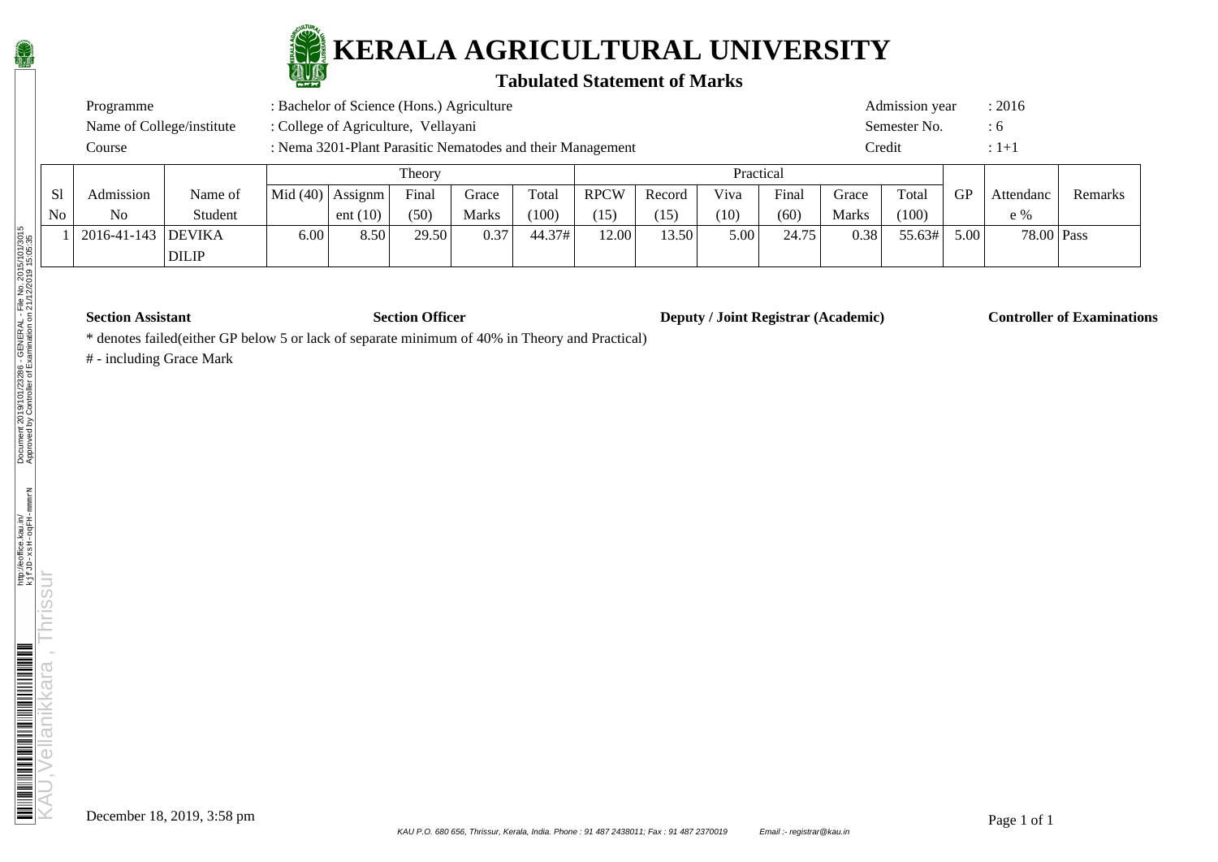# KERALA AGRICULTURAL UNIVERSITY

## Tabulated Statement of Marks

| | | | |
|---|---|---|---|
| Programme | : Bachelor of Science (Hons.) Agriculture | Admission year | : 2016 |
| Name of College/institute | : College of Agriculture, Vellayani | Semester No. | : 6 |
| Course | : Nema 3201-Plant Parasitic Nematodes and their Management | Credit | : 1+1 |

| Sl No | Admission No | Name of Student | Theory | | | | | Practical | | | | | | GP | Attendance % | Remarks |
|---|---|---|---|---|---|---|---|---|---|---|---|---|---|---|---|---|
| | | | Mid (40) | Assignment (10) | Final (50) | Grace Marks | Total (100) | RPCW (15) | Record (15) | Viva (10) | Final (60) | Grace Marks | Total (100) | | | |
| 1 | 2016-41-143 | DEVIKA DILIP | 6.00 | 8.50 | 29.50 | 0.37 | 44.37# | 12.00 | 13.50 | 5.00 | 24.75 | 0.38 | 55.63# | 5.00 | 78.00 | Pass |

**Section Assistant** **Section Officer** **Deputy / Joint Registrar (Academic)** **Controller of Examinations**

* denotes failed(either GP below 5 or lack of separate minimum of 40% in Theory and Practical)

# - including Grace Mark

December 18, 2019, 3:58 pm

KAU P.O. 680 656, Thrissur, Kerala, India. Phone : 91 487 2438011; Fax : 91 487 2370019 Email :- registrar@kau.in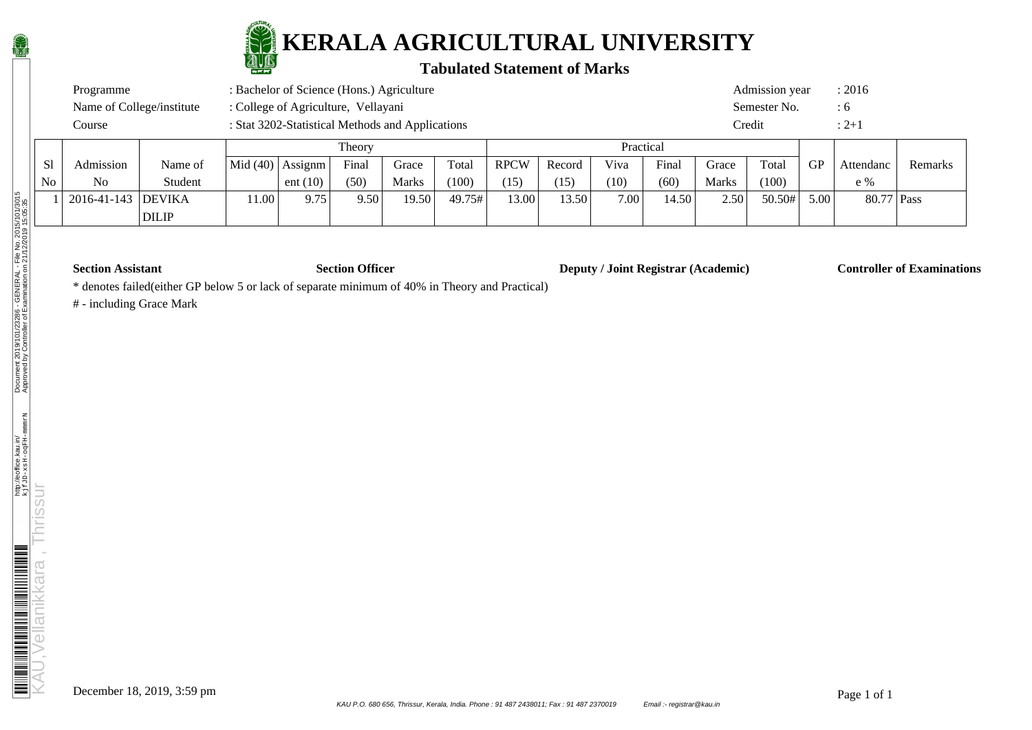# KERALA AGRICULTURAL UNIVERSITY

## Tabulated Statement of Marks

| | | | |
|---|---|---|---|
| Programme | : Bachelor of Science (Hons.) Agriculture | Admission year | : 2016 |
| Name of College/institute | : College of Agriculture, Vellayani | Semester No. | : 6 |
| Course | : Stat 3202-Statistical Methods and Applications | Credit | : 2+1 |

| Sl No | Admission No | Name of Student | Theory | | | | | Practical | | | | | | GP | Attendance % | Remarks |
|---|---|---|---|---|---|---|---|---|---|---|---|---|---|---|---|---|
| | | | Mid (40) | Assignment (10) | Final (50) | Grace Marks | Total (100) | RPCW (15) | Record (15) | Viva (10) | Final (60) | Grace Marks | Total (100) | | | |
| 1 | 2016-41-143 | DEVIKA DILIP | 11.00 | 9.75 | 9.50 | 19.50 | 49.75# | 13.00 | 13.50 | 7.00 | 14.50 | 2.50 | 50.50# | 5.00 | 80.77 | Pass |

**Section Assistant** **Section Officer** **Deputy / Joint Registrar (Academic)** **Controller of Examinations**

* denotes failed(either GP below 5 or lack of separate minimum of 40% in Theory and Practical)

# - including Grace Mark

December 18, 2019, 3:59 pm

KAU P.O. 680 656, Thrissur, Kerala, India. Phone : 91 487 2438011; Fax : 91 487 2370019 Email :- registrar@kau.in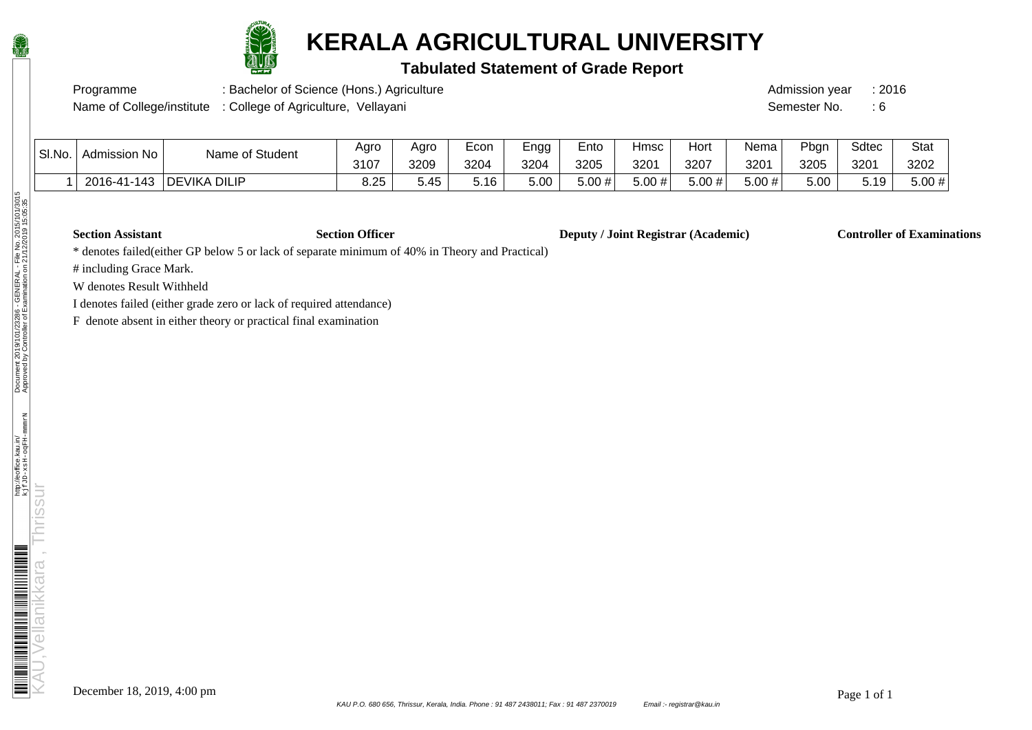# KERALA AGRICULTURAL UNIVERSITY

## Tabulated Statement of Grade Report

Programme : Bachelor of Science (Hons.) Agriculture

Name of College/institute : College of Agriculture, Vellayani

Admission year : 2016

Semester No. : 6

| Sl.No. | Admission No | Name of Student | Agro 3107 | Agro 3209 | Econ 3204 | Engg 3204 | Ento 3205 | Hmsc 3201 | Hort 3207 | Nema 3201 | Pbgn 3205 | Sdtec 3201 | Stat 3202 |
|---|---|---|---|---|---|---|---|---|---|---|---|---|---|
| 1 | 2016-41-143 | DEVIKA DILIP | 8.25 | 5.45 | 5.16 | 5.00 | 5.00 # | 5.00 # | 5.00 # | 5.00 # | 5.00 | 5.19 | 5.00 # |

**Section Assistant** **Section Officer** **Deputy / Joint Registrar (Academic)** **Controller of Examinations**

* denotes failed(either GP below 5 or lack of separate minimum of 40% in Theory and Practical)

# including Grace Mark.

W denotes Result Withheld

I denotes failed (either grade zero or lack of required attendance)

F denote absent in either theory or practical final examination

December 18, 2019, 4:00 pm

KAU P.O. 680 656, Thrissur, Kerala, India. Phone : 91 487 2438011; Fax : 91 487 2370019 Email :- registrar@kau.in